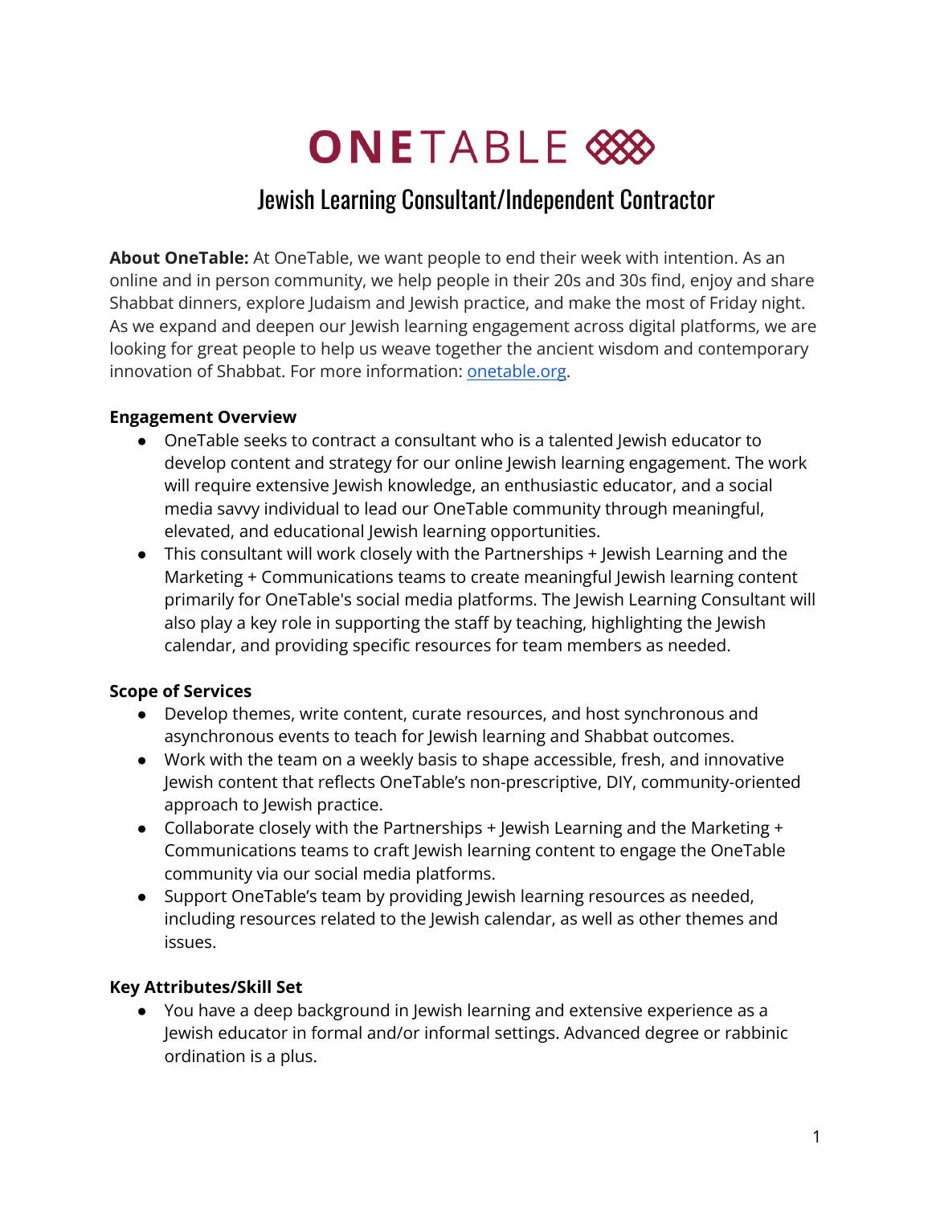# ONETABLE

## Jewish Learning Consultant/Independent Contractor

**About OneTable:** At OneTable, we want people to end their week with intention. As an online and in person community, we help people in their 20s and 30s find, enjoy and share Shabbat dinners, explore Judaism and Jewish practice, and make the most of Friday night. As we expand and deepen our Jewish learning engagement across digital platforms, we are looking for great people to help us weave together the ancient wisdom and contemporary innovation of Shabbat. For more information: [onetable.org](https://onetable.org).

**Engagement Overview**

- OneTable seeks to contract a consultant who is a talented Jewish educator to develop content and strategy for our online Jewish learning engagement. The work will require extensive Jewish knowledge, an enthusiastic educator, and a social media savvy individual to lead our OneTable community through meaningful, elevated, and educational Jewish learning opportunities.
- This consultant will work closely with the Partnerships + Jewish Learning and the Marketing + Communications teams to create meaningful Jewish learning content primarily for OneTable's social media platforms. The Jewish Learning Consultant will also play a key role in supporting the staff by teaching, highlighting the Jewish calendar, and providing specific resources for team members as needed.

**Scope of Services**

- Develop themes, write content, curate resources, and host synchronous and asynchronous events to teach for Jewish learning and Shabbat outcomes.
- Work with the team on a weekly basis to shape accessible, fresh, and innovative Jewish content that reflects OneTable's non-prescriptive, DIY, community-oriented approach to Jewish practice.
- Collaborate closely with the Partnerships + Jewish Learning and the Marketing + Communications teams to craft Jewish learning content to engage the OneTable community via our social media platforms.
- Support OneTable's team by providing Jewish learning resources as needed, including resources related to the Jewish calendar, as well as other themes and issues.

**Key Attributes/Skill Set**

- You have a deep background in Jewish learning and extensive experience as a Jewish educator in formal and/or informal settings. Advanced degree or rabbinic ordination is a plus.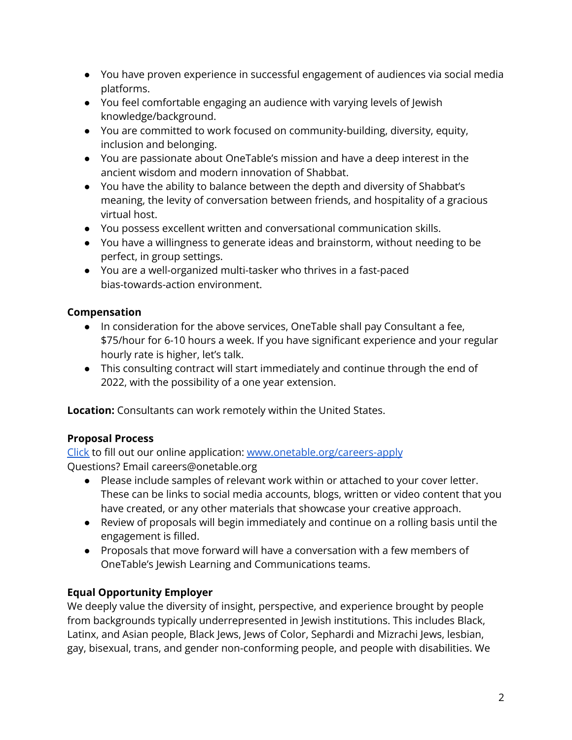- You have proven experience in successful engagement of audiences via social media platforms.
- You feel comfortable engaging an audience with varying levels of Jewish knowledge/background.
- You are committed to work focused on community-building, diversity, equity, inclusion and belonging.
- You are passionate about OneTable's mission and have a deep interest in the ancient wisdom and modern innovation of Shabbat.
- You have the ability to balance between the depth and diversity of Shabbat's meaning, the levity of conversation between friends, and hospitality of a gracious virtual host.
- You possess excellent written and conversational communication skills.
- You have a willingness to generate ideas and brainstorm, without needing to be perfect, in group settings.
- You are a well-organized multi-tasker who thrives in a fast-paced bias-towards-action environment.

**Compensation**

- In consideration for the above services, OneTable shall pay Consultant a fee, $75/hour for 6-10 hours a week. If you have significant experience and your regular hourly rate is higher, let's talk.
- This consulting contract will start immediately and continue through the end of 2022, with the possibility of a one year extension.

**Location:** Consultants can work remotely within the United States.

**Proposal Process**

[Click](www.onetable.org/careers-apply) to fill out our online application: [www.onetable.org/careers-apply](www.onetable.org/careers-apply)
Questions? Email careers@onetable.org

- Please include samples of relevant work within or attached to your cover letter. These can be links to social media accounts, blogs, written or video content that you have created, or any other materials that showcase your creative approach.
- Review of proposals will begin immediately and continue on a rolling basis until the engagement is filled.
- Proposals that move forward will have a conversation with a few members of OneTable's Jewish Learning and Communications teams.

**Equal Opportunity Employer**

We deeply value the diversity of insight, perspective, and experience brought by people from backgrounds typically underrepresented in Jewish institutions. This includes Black, Latinx, and Asian people, Black Jews, Jews of Color, Sephardi and Mizrahi Jews, lesbian, gay, bisexual, trans, and gender non-conforming people, and people with disabilities. We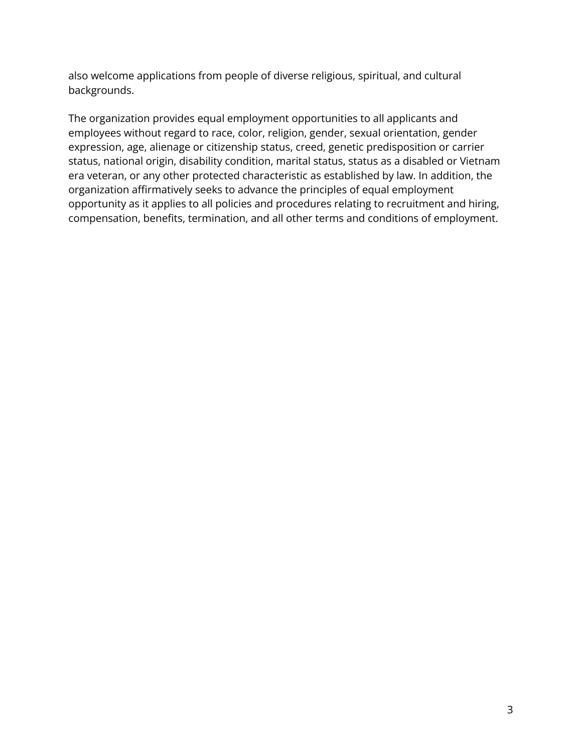also welcome applications from people of diverse religious, spiritual, and cultural backgrounds.

The organization provides equal employment opportunities to all applicants and employees without regard to race, color, religion, gender, sexual orientation, gender expression, age, alienage or citizenship status, creed, genetic predisposition or carrier status, national origin, disability condition, marital status, status as a disabled or Vietnam era veteran, or any other protected characteristic as established by law. In addition, the organization affirmatively seeks to advance the principles of equal employment opportunity as it applies to all policies and procedures relating to recruitment and hiring, compensation, benefits, termination, and all other terms and conditions of employment.